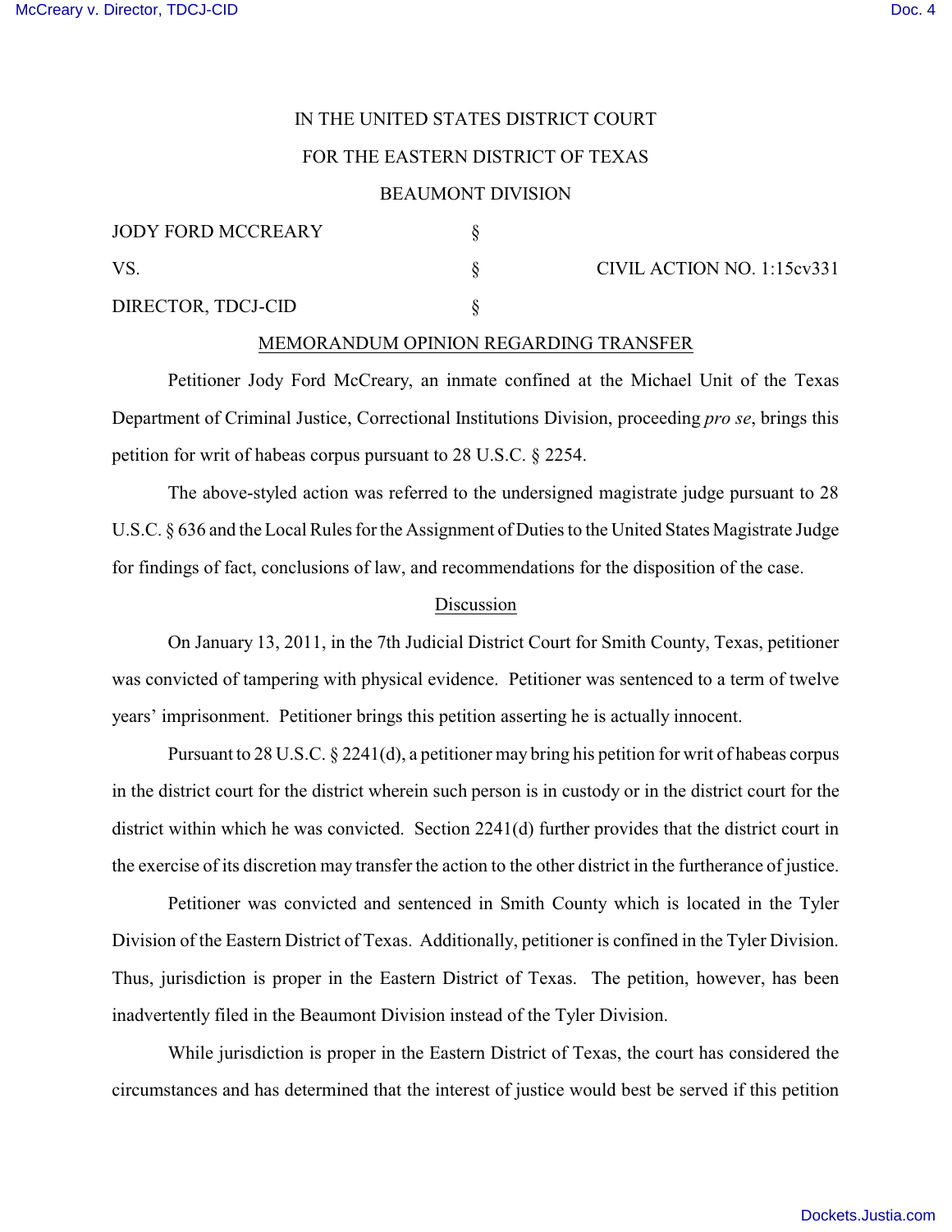IN THE UNITED STATES DISTRICT COURT

FOR THE EASTERN DISTRICT OF TEXAS

BEAUMONT DIVISION

| | | |
|---|---|---|
| JODY FORD MCCREARY | § | |
| VS. | § | CIVIL ACTION NO. 1:15cv331 |
| DIRECTOR, TDCJ-CID | § | |

MEMORANDUM OPINION REGARDING TRANSFER

Petitioner Jody Ford McCreary, an inmate confined at the Michael Unit of the Texas Department of Criminal Justice, Correctional Institutions Division, proceeding *pro se*, brings this petition for writ of habeas corpus pursuant to 28 U.S.C. § 2254.

The above-styled action was referred to the undersigned magistrate judge pursuant to 28 U.S.C. § 636 and the Local Rules for the Assignment of Duties to the United States Magistrate Judge for findings of fact, conclusions of law, and recommendations for the disposition of the case.

Discussion

On January 13, 2011, in the 7th Judicial District Court for Smith County, Texas, petitioner was convicted of tampering with physical evidence. Petitioner was sentenced to a term of twelve years' imprisonment. Petitioner brings this petition asserting he is actually innocent.

Pursuant to 28 U.S.C. § 2241(d), a petitioner may bring his petition for writ of habeas corpus in the district court for the district wherein such person is in custody or in the district court for the district within which he was convicted. Section 2241(d) further provides that the district court in the exercise of its discretion may transfer the action to the other district in the furtherance of justice.

Petitioner was convicted and sentenced in Smith County which is located in the Tyler Division of the Eastern District of Texas. Additionally, petitioner is confined in the Tyler Division. Thus, jurisdiction is proper in the Eastern District of Texas. The petition, however, has been inadvertently filed in the Beaumont Division instead of the Tyler Division.

While jurisdiction is proper in the Eastern District of Texas, the court has considered the circumstances and has determined that the interest of justice would best be served if this petition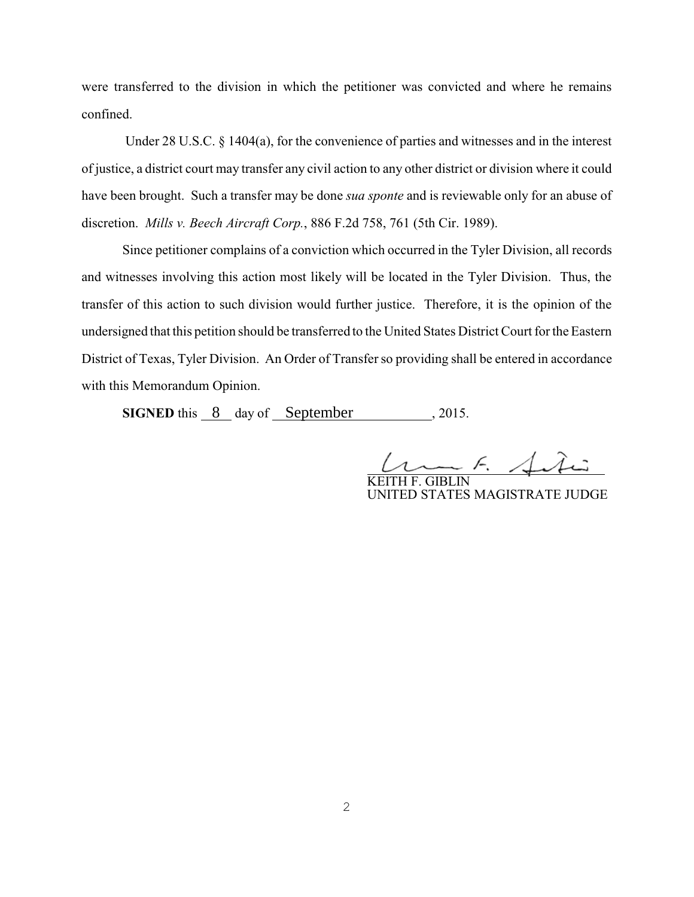were transferred to the division in which the petitioner was convicted and where he remains confined.

Under 28 U.S.C. § 1404(a), for the convenience of parties and witnesses and in the interest of justice, a district court may transfer any civil action to any other district or division where it could have been brought. Such a transfer may be done *sua sponte* and is reviewable only for an abuse of discretion. *Mills v. Beech Aircraft Corp.*, 886 F.2d 758, 761 (5th Cir. 1989).

Since petitioner complains of a conviction which occurred in the Tyler Division, all records and witnesses involving this action most likely will be located in the Tyler Division. Thus, the transfer of this action to such division would further justice. Therefore, it is the opinion of the undersigned that this petition should be transferred to the United States District Court for the Eastern District of Texas, Tyler Division. An Order of Transfer so providing shall be entered in accordance with this Memorandum Opinion.

**SIGNED** this 8 day of September, 2015.

KEITH F. GIBLIN
UNITED STATES MAGISTRATE JUDGE